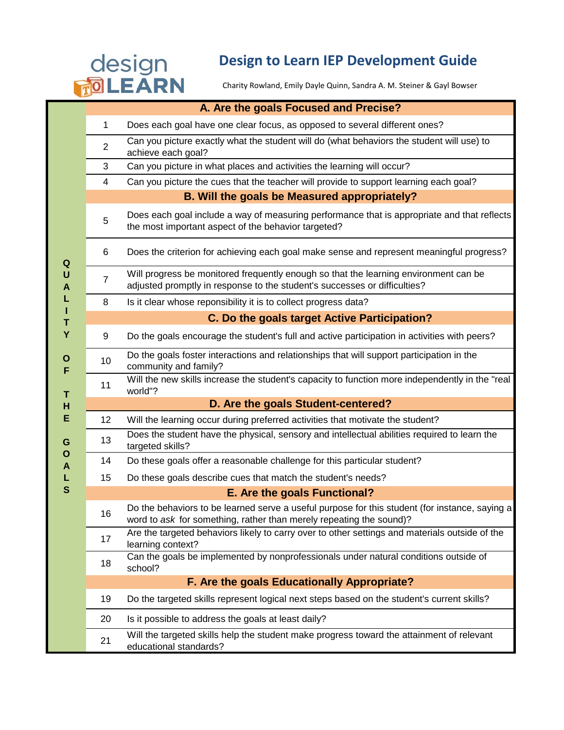# Design to Learn IEP Development Guide

Charity Rowland, Emily Dayle Quinn, Sandra A. M. Steiner & Gayl Bowser

**QUALITY OF THE GOALS**

| | | |
|---|---|---|
| **A. Are the goals Focused and Precise?** | | |
| 1 | Does each goal have one clear focus, as opposed to several different ones? | |
| 2 | Can you picture exactly what the student will do (what behaviors the student will use) to achieve each goal? | |
| 3 | Can you picture in what places and activities the learning will occur? | |
| 4 | Can you picture the cues that the teacher will provide to support learning each goal? | |
| **B. Will the goals be Measured appropriately?** | | |
| 5 | Does each goal include a way of measuring performance that is appropriate and that reflects the most important aspect of the behavior targeted? | |
| 6 | Does the criterion for achieving each goal make sense and represent meaningful progress? | |
| 7 | Will progress be monitored frequently enough so that the learning environment can be adjusted promptly in response to the student's successes or difficulties? | |
| 8 | Is it clear whose reponsibility it is to collect progress data? | |
| **C. Do the goals target Active Participation?** | | |
| 9 | Do the goals encourage the student's full and active participation in activities with peers? | |
| 10 | Do the goals foster interactions and relationships that will support participation in the community and family? | |
| 11 | Will the new skills increase the student's capacity to function more independently in the "real world"? | |
| **D. Are the goals Student-centered?** | | |
| 12 | Will the learning occur during preferred activities that motivate the student? | |
| 13 | Does the student have the physical, sensory and intellectual abilities required to learn the targeted skills? | |
| 14 | Do these goals offer a reasonable challenge for this particular student? | |
| 15 | Do these goals describe cues that match the student's needs? | |
| **E. Are the goals Functional?** | | |
| 16 | Do the behaviors to be learned serve a useful purpose for this student (for instance, saying a word to *ask* for something, rather than merely repeating the sound)? | |
| 17 | Are the targeted behaviors likely to carry over to other settings and materials outside of the learning context? | |
| 18 | Can the goals be implemented by nonprofessionals under natural conditions outside of school? | |
| **F. Are the goals Educationally Appropriate?** | | |
| 19 | Do the targeted skills represent logical next steps based on the student's current skills? | |
| 20 | Is it possible to address the goals at least daily? | |
| 21 | Will the targeted skills help the student make progress toward the attainment of relevant educational standards? | |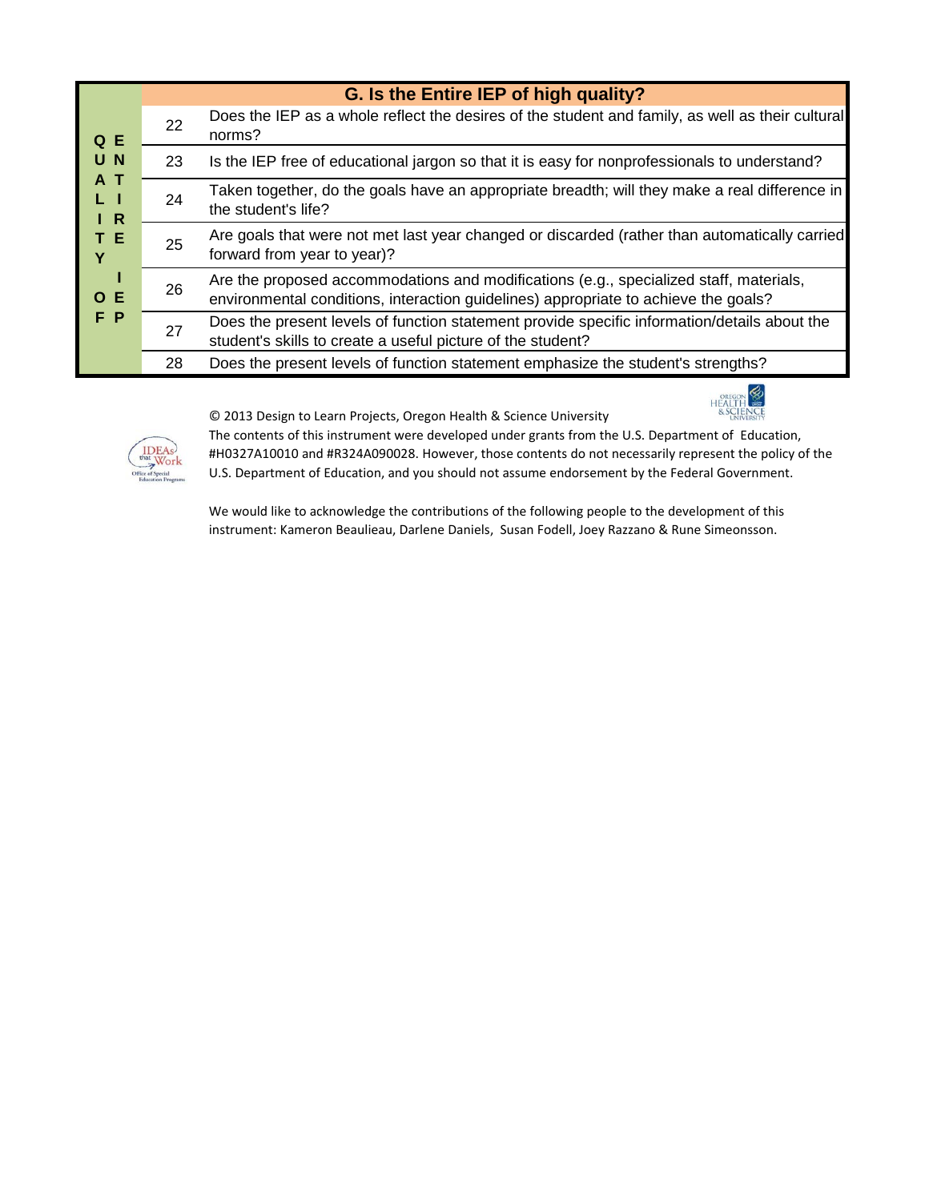| | | G. Is the Entire IEP of high quality? |
|---|---|---|
| QUALITY OF ENTIRE IEP | 22 | Does the IEP as a whole reflect the desires of the student and family, as well as their cultural norms? |
| | 23 | Is the IEP free of educational jargon so that it is easy for nonprofessionals to understand? |
| | 24 | Taken together, do the goals have an appropriate breadth; will they make a real difference in the student's life? |
| | 25 | Are goals that were not met last year changed or discarded (rather than automatically carried forward from year to year)? |
| | 26 | Are the proposed accommodations and modifications (e.g., specialized staff, materials, environmental conditions, interaction guidelines) appropriate to achieve the goals? |
| | 27 | Does the present levels of function statement provide specific information/details about the student's skills to create a useful picture of the student? |
| | 28 | Does the present levels of function statement emphasize the student's strengths? |

© 2013 Design to Learn Projects, Oregon Health & Science University

The contents of this instrument were developed under grants from the U.S. Department of Education, #H0327A10010 and #R324A090028. However, those contents do not necessarily represent the policy of the U.S. Department of Education, and you should not assume endorsement by the Federal Government.

We would like to acknowledge the contributions of the following people to the development of this instrument: Kameron Beaulieau, Darlene Daniels, Susan Fodell, Joey Razzano & Rune Simeonsson.